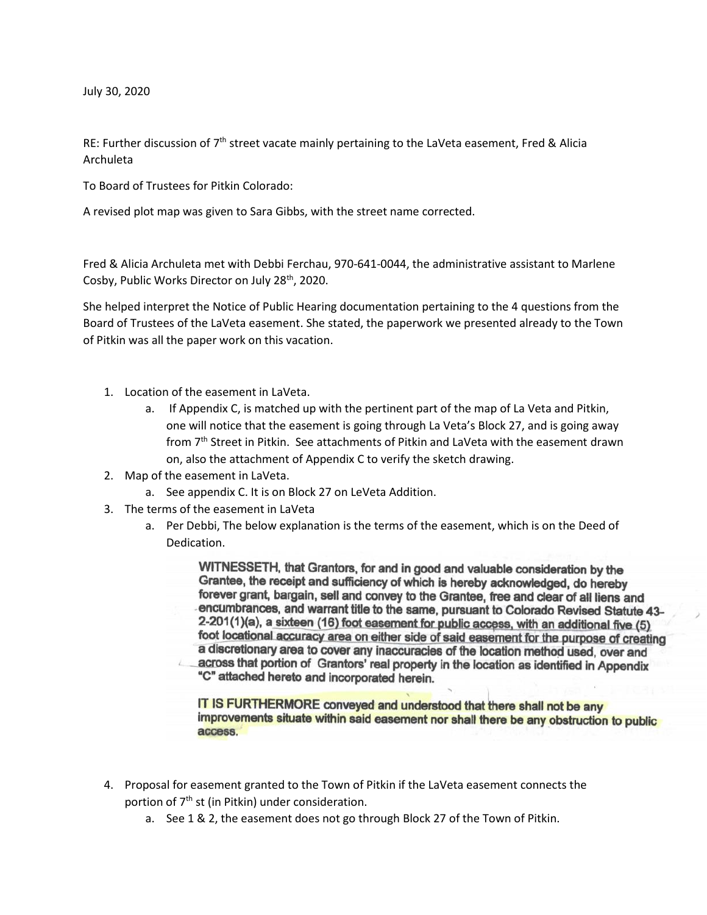July 30, 2020

RE: Further discussion of 7th street vacate mainly pertaining to the LaVeta easement, Fred & Alicia Archuleta

To Board of Trustees for Pitkin Colorado:

A revised plot map was given to Sara Gibbs, with the street name corrected.

Fred & Alicia Archuleta met with Debbi Ferchau, 970-641-0044, the administrative assistant to Marlene Cosby, Public Works Director on July 28th, 2020.

She helped interpret the Notice of Public Hearing documentation pertaining to the 4 questions from the Board of Trustees of the LaVeta easement. She stated, the paperwork we presented already to the Town of Pitkin was all the paper work on this vacation.

1. Location of the easement in LaVeta.
   a. If Appendix C, is matched up with the pertinent part of the map of La Veta and Pitkin, one will notice that the easement is going through La Veta's Block 27, and is going away from 7th Street in Pitkin. See attachments of Pitkin and LaVeta with the easement drawn on, also the attachment of Appendix C to verify the sketch drawing.
2. Map of the easement in LaVeta.
   a. See appendix C. It is on Block 27 on LeVeta Addition.
3. The terms of the easement in LaVeta
   a. Per Debbi, The below explanation is the terms of the easement, which is on the Deed of Dedication.

   > **WITNESSETH, that Grantors, for and in good and valuable consideration by the Grantee, the receipt and sufficiency of which is hereby acknowledged, do hereby forever grant, bargain, sell and convey to the Grantee, free and clear of all liens and encumbrances, and warrant title to the same, pursuant to Colorado Revised Statute 43-2-201(1)(a), a sixteen (16) foot easement for public access, with an additional five (5) foot locational accuracy area on either side of said easement for the purpose of creating a discretionary area to cover any inaccuracies of the location method used, over and across that portion of Grantors' real property in the location as identified in Appendix "C" attached hereto and incorporated herein.**
   >
   > **IT IS FURTHERMORE conveyed and understood that there shall not be any improvements situate within said easement nor shall there be any obstruction to public access.**

4. Proposal for easement granted to the Town of Pitkin if the LaVeta easement connects the portion of 7th st (in Pitkin) under consideration.
   a. See 1 & 2, the easement does not go through Block 27 of the Town of Pitkin.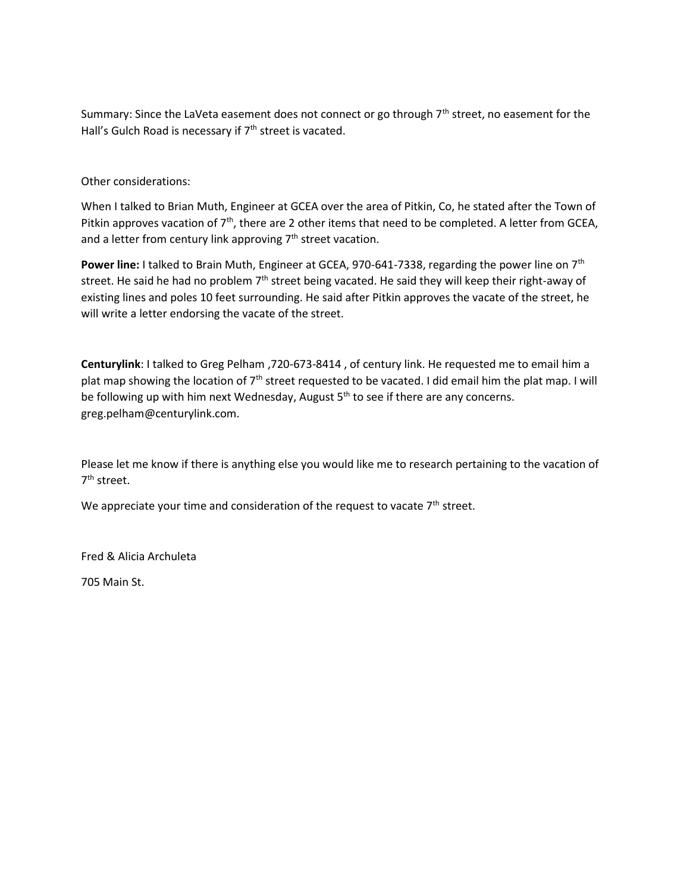Summary: Since the LaVeta easement does not connect or go through 7th street, no easement for the Hall's Gulch Road is necessary if 7th street is vacated.

Other considerations:

When I talked to Brian Muth, Engineer at GCEA over the area of Pitkin, Co, he stated after the Town of Pitkin approves vacation of 7th, there are 2 other items that need to be completed. A letter from GCEA, and a letter from century link approving 7th street vacation.

**Power line:** I talked to Brain Muth, Engineer at GCEA, 970-641-7338, regarding the power line on 7th street. He said he had no problem 7th street being vacated. He said they will keep their right-away of existing lines and poles 10 feet surrounding. He said after Pitkin approves the vacate of the street, he will write a letter endorsing the vacate of the street.

**Centurylink**: I talked to Greg Pelham ,720-673-8414 , of century link. He requested me to email him a plat map showing the location of 7th street requested to be vacated. I did email him the plat map. I will be following up with him next Wednesday, August 5th to see if there are any concerns. greg.pelham@centurylink.com.

Please let me know if there is anything else you would like me to research pertaining to the vacation of 7th street.

We appreciate your time and consideration of the request to vacate 7th street.

Fred & Alicia Archuleta

705 Main St.